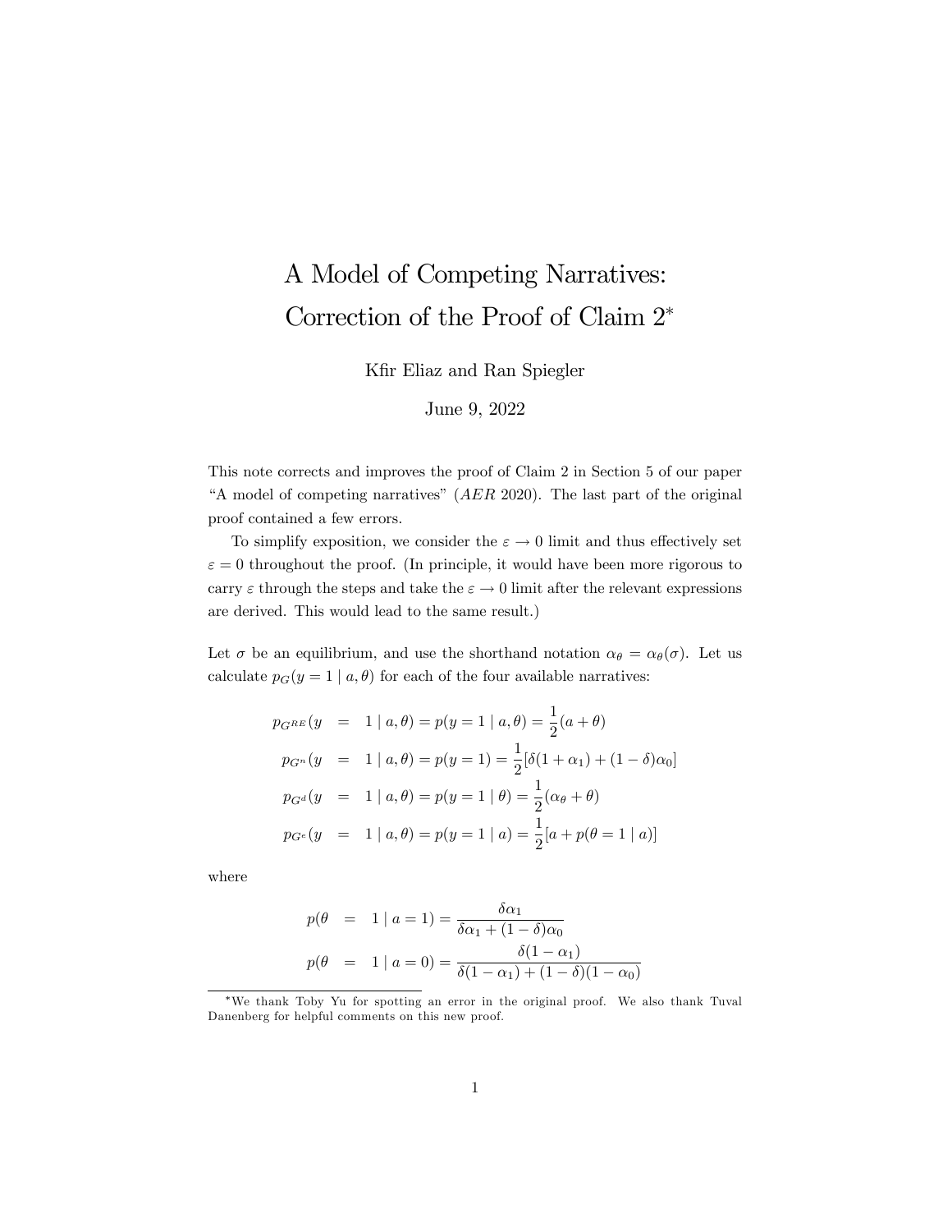# A Model of Competing Narratives: Correction of the Proof of Claim 2[*]

Kfir Eliaz and Ran Spiegler

June 9, 2022

This note corrects and improves the proof of Claim 2 in Section 5 of our paper "A model of competing narratives" (*AER* 2020). The last part of the original proof contained a few errors.

To simplify exposition, we consider the $\varepsilon \to 0$ limit and thus effectively set $\varepsilon = 0$ throughout the proof. (In principle, it would have been more rigorous to carry $\varepsilon$ through the steps and take the $\varepsilon \to 0$ limit after the relevant expressions are derived. This would lead to the same result.)

Let $\sigma$ be an equilibrium, and use the shorthand notation $\alpha_\theta = \alpha_\theta(\sigma)$. Let us calculate $p_G(y = 1 \mid a, \theta)$ for each of the four available narratives:

$$
\begin{aligned}
p_{G^{RE}}(y &= 1 \mid a, \theta) = p(y = 1 \mid a, \theta) = \frac{1}{2}(a + \theta) \\
p_{G^{n}}(y &= 1 \mid a, \theta) = p(y = 1) = \frac{1}{2}[\delta(1 + \alpha_1) + (1 - \delta)\alpha_0] \\
p_{G^{d}}(y &= 1 \mid a, \theta) = p(y = 1 \mid \theta) = \frac{1}{2}(\alpha_\theta + \theta) \\
p_{G^{e}}(y &= 1 \mid a, \theta) = p(y = 1 \mid a) = \frac{1}{2}[a + p(\theta = 1 \mid a)]
\end{aligned}
$$

where

$$
\begin{aligned}
p(\theta &= 1 \mid a = 1) = \frac{\delta\alpha_1}{\delta\alpha_1 + (1 - \delta)\alpha_0} \\
p(\theta &= 1 \mid a = 0) = \frac{\delta(1 - \alpha_1)}{\delta(1 - \alpha_1) + (1 - \delta)(1 - \alpha_0)}
\end{aligned}
$$

[*] We thank Toby Yu for spotting an error in the original proof. We also thank Tuval Danenberg for helpful comments on this new proof.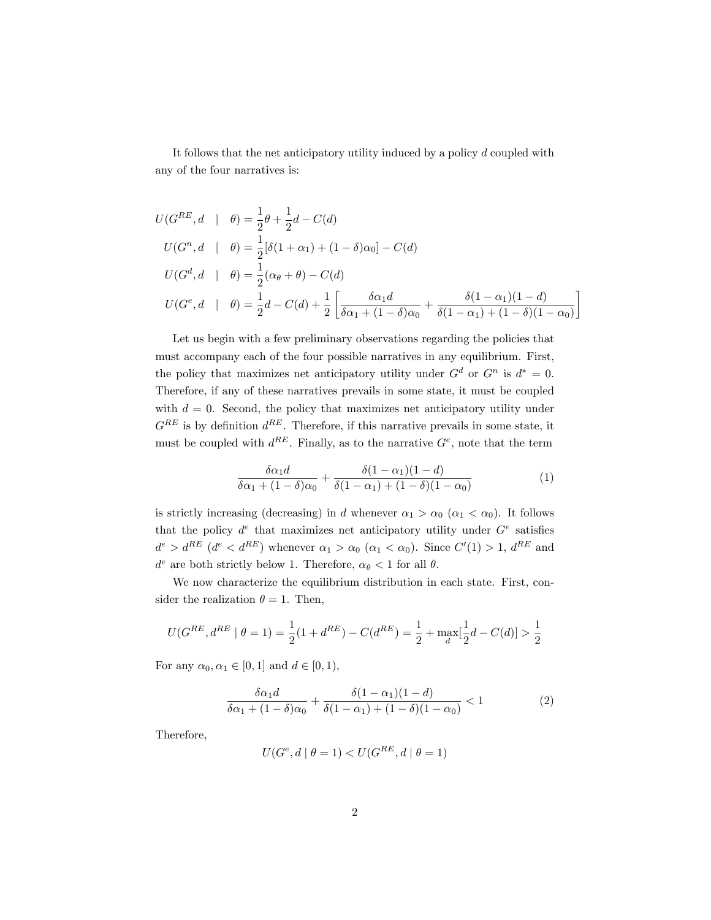It follows that the net anticipatory utility induced by a policy $d$ coupled with any of the four narratives is:

$$
\begin{aligned}
U(G^{RE}, d \quad | \quad \theta) &= \frac{1}{2}\theta + \frac{1}{2}d - C(d) \\
U(G^{n}, d \quad | \quad \theta) &= \frac{1}{2}[\delta(1+\alpha_1) + (1-\delta)\alpha_0] - C(d) \\
U(G^{d}, d \quad | \quad \theta) &= \frac{1}{2}(\alpha_\theta + \theta) - C(d) \\
U(G^{e}, d \quad | \quad \theta) &= \frac{1}{2}d - C(d) + \frac{1}{2}\left[\frac{\delta\alpha_1 d}{\delta\alpha_1 + (1-\delta)\alpha_0} + \frac{\delta(1-\alpha_1)(1-d)}{\delta(1-\alpha_1) + (1-\delta)(1-\alpha_0)}\right]
\end{aligned}
$$

Let us begin with a few preliminary observations regarding the policies that must accompany each of the four possible narratives in any equilibrium. First, the policy that maximizes net anticipatory utility under $G^d$ or $G^n$ is $d^* = 0$. Therefore, if any of these narratives prevails in some state, it must be coupled with $d = 0$. Second, the policy that maximizes net anticipatory utility under $G^{RE}$ is by definition $d^{RE}$. Therefore, if this narrative prevails in some state, it must be coupled with $d^{RE}$. Finally, as to the narrative $G^e$, note that the term

$$
\frac{\delta\alpha_1 d}{\delta\alpha_1 + (1-\delta)\alpha_0} + \frac{\delta(1-\alpha_1)(1-d)}{\delta(1-\alpha_1) + (1-\delta)(1-\alpha_0)} \tag{1}
$$

is strictly increasing (decreasing) in $d$ whenever $\alpha_1 > \alpha_0$ ($\alpha_1 < \alpha_0$). It follows that the policy $d^e$ that maximizes net anticipatory utility under $G^e$ satisfies $d^e > d^{RE}$ ($d^e < d^{RE}$) whenever $\alpha_1 > \alpha_0$ ($\alpha_1 < \alpha_0$). Since $C'(1) > 1$, $d^{RE}$ and $d^e$ are both strictly below 1. Therefore, $\alpha_\theta < 1$ for all $\theta$.

We now characterize the equilibrium distribution in each state. First, consider the realization $\theta = 1$. Then,

$$
U(G^{RE}, d^{RE} \mid \theta = 1) = \frac{1}{2}(1 + d^{RE}) - C(d^{RE}) = \frac{1}{2} + \max_d\left[\frac{1}{2}d - C(d)\right] > \frac{1}{2}
$$

For any $\alpha_0, \alpha_1 \in [0,1]$ and $d \in [0,1)$,

$$
\frac{\delta\alpha_1 d}{\delta\alpha_1 + (1-\delta)\alpha_0} + \frac{\delta(1-\alpha_1)(1-d)}{\delta(1-\alpha_1) + (1-\delta)(1-\alpha_0)} < 1 \tag{2}
$$

Therefore,

$$
U(G^e, d \mid \theta = 1) < U(G^{RE}, d \mid \theta = 1)
$$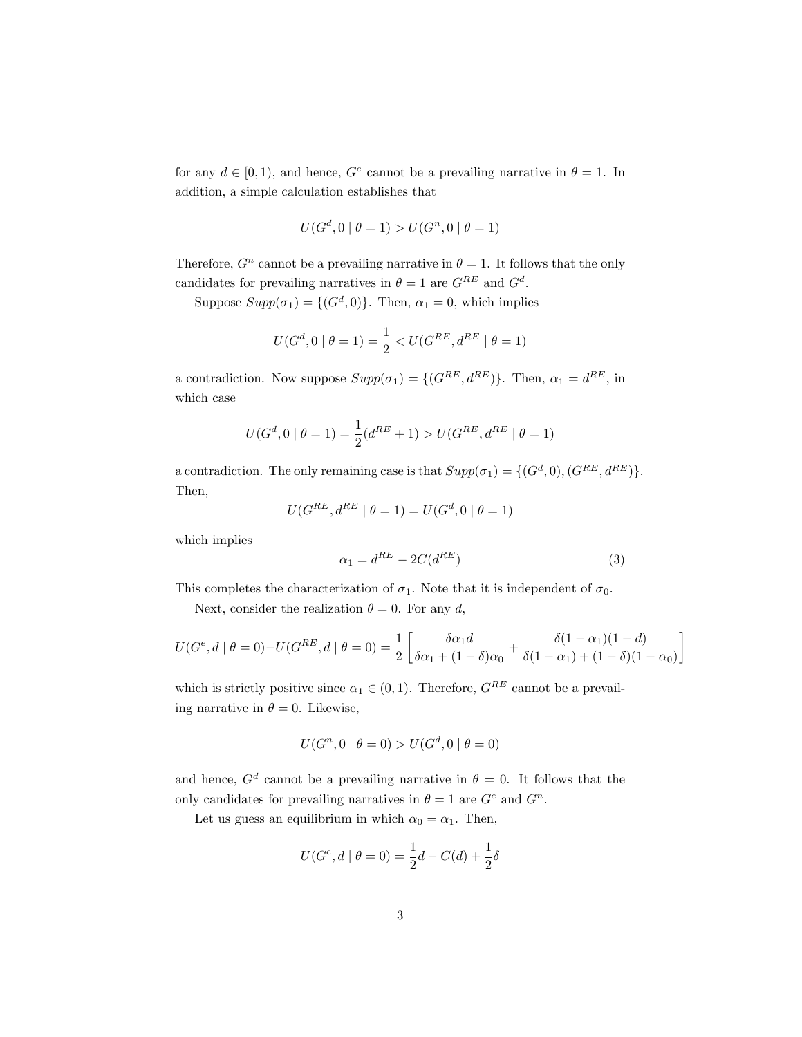for any $d \in [0, 1)$, and hence, $G^e$ cannot be a prevailing narrative in $\theta = 1$. In addition, a simple calculation establishes that

$$U(G^d, 0 \mid \theta = 1) > U(G^n, 0 \mid \theta = 1)$$

Therefore, $G^n$ cannot be a prevailing narrative in $\theta = 1$. It follows that the only candidates for prevailing narratives in $\theta = 1$ are $G^{RE}$ and $G^d$.

Suppose $Supp(\sigma_1) = \{(G^d, 0)\}$. Then, $\alpha_1 = 0$, which implies

$$U(G^d, 0 \mid \theta = 1) = \frac{1}{2} < U(G^{RE}, d^{RE} \mid \theta = 1)$$

a contradiction. Now suppose $Supp(\sigma_1) = \{(G^{RE}, d^{RE})\}$. Then, $\alpha_1 = d^{RE}$, in which case

$$U(G^d, 0 \mid \theta = 1) = \frac{1}{2}(d^{RE} + 1) > U(G^{RE}, d^{RE} \mid \theta = 1)$$

a contradiction. The only remaining case is that $Supp(\sigma_1) = \{(G^d, 0), (G^{RE}, d^{RE})\}$. Then,

$$U(G^{RE}, d^{RE} \mid \theta = 1) = U(G^d, 0 \mid \theta = 1)$$

which implies

$$\alpha_1 = d^{RE} - 2C(d^{RE}) \tag{3}$$

This completes the characterization of $\sigma_1$. Note that it is independent of $\sigma_0$.

Next, consider the realization $\theta = 0$. For any $d$,

$$U(G^e, d \mid \theta = 0) - U(G^{RE}, d \mid \theta = 0) = \frac{1}{2}\left[\frac{\delta\alpha_1 d}{\delta\alpha_1 + (1-\delta)\alpha_0} + \frac{\delta(1-\alpha_1)(1-d)}{\delta(1-\alpha_1) + (1-\delta)(1-\alpha_0)}\right]$$

which is strictly positive since $\alpha_1 \in (0, 1)$. Therefore, $G^{RE}$ cannot be a prevailing narrative in $\theta = 0$. Likewise,

$$U(G^n, 0 \mid \theta = 0) > U(G^d, 0 \mid \theta = 0)$$

and hence, $G^d$ cannot be a prevailing narrative in $\theta = 0$. It follows that the only candidates for prevailing narratives in $\theta = 1$ are $G^e$ and $G^n$.

Let us guess an equilibrium in which $\alpha_0 = \alpha_1$. Then,

$$U(G^e, d \mid \theta = 0) = \frac{1}{2}d - C(d) + \frac{1}{2}\delta$$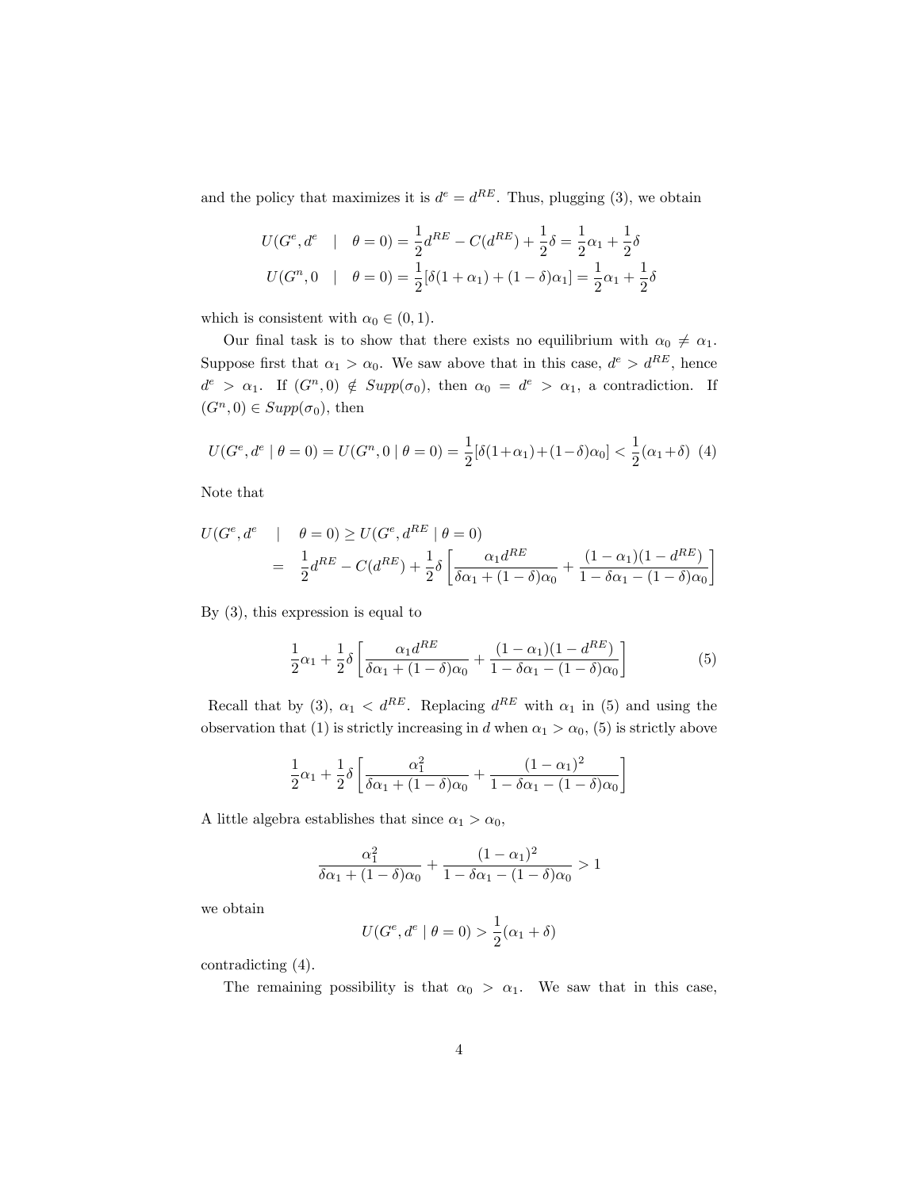and the policy that maximizes it is $d^e = d^{RE}$. Thus, plugging (3), we obtain

$$U(G^e, d^e \quad | \quad \theta = 0) = \frac{1}{2}d^{RE} - C(d^{RE}) + \frac{1}{2}\delta = \frac{1}{2}\alpha_1 + \frac{1}{2}\delta$$

$$U(G^n, 0 \quad | \quad \theta = 0) = \frac{1}{2}[\delta(1+\alpha_1) + (1-\delta)\alpha_1] = \frac{1}{2}\alpha_1 + \frac{1}{2}\delta$$

which is consistent with $\alpha_0 \in (0,1)$.

Our final task is to show that there exists no equilibrium with $\alpha_0 \neq \alpha_1$. Suppose first that $\alpha_1 > \alpha_0$. We saw above that in this case, $d^e > d^{RE}$, hence $d^e > \alpha_1$. If $(G^n, 0) \notin Supp(\sigma_0)$, then $\alpha_0 = d^e > \alpha_1$, a contradiction. If $(G^n, 0) \in Supp(\sigma_0)$, then

$$U(G^e, d^e \mid \theta = 0) = U(G^n, 0 \mid \theta = 0) = \frac{1}{2}[\delta(1+\alpha_1) + (1-\delta)\alpha_0] < \frac{1}{2}(\alpha_1 + \delta) \quad (4)$$

Note that

$$\begin{aligned} U(G^e, d^e \quad | \quad \theta = 0) &\geq U(G^e, d^{RE} \mid \theta = 0) \\ &= \frac{1}{2}d^{RE} - C(d^{RE}) + \frac{1}{2}\delta\left[\frac{\alpha_1 d^{RE}}{\delta\alpha_1 + (1-\delta)\alpha_0} + \frac{(1-\alpha_1)(1-d^{RE})}{1-\delta\alpha_1 - (1-\delta)\alpha_0}\right] \end{aligned}$$

By (3), this expression is equal to

$$\frac{1}{2}\alpha_1 + \frac{1}{2}\delta\left[\frac{\alpha_1 d^{RE}}{\delta\alpha_1 + (1-\delta)\alpha_0} + \frac{(1-\alpha_1)(1-d^{RE})}{1-\delta\alpha_1 - (1-\delta)\alpha_0}\right] \quad (5)$$

Recall that by (3), $\alpha_1 < d^{RE}$. Replacing $d^{RE}$ with $\alpha_1$ in (5) and using the observation that (1) is strictly increasing in $d$ when $\alpha_1 > \alpha_0$, (5) is strictly above

$$\frac{1}{2}\alpha_1 + \frac{1}{2}\delta\left[\frac{\alpha_1^2}{\delta\alpha_1 + (1-\delta)\alpha_0} + \frac{(1-\alpha_1)^2}{1-\delta\alpha_1 - (1-\delta)\alpha_0}\right]$$

A little algebra establishes that since $\alpha_1 > \alpha_0$,

$$\frac{\alpha_1^2}{\delta\alpha_1 + (1-\delta)\alpha_0} + \frac{(1-\alpha_1)^2}{1-\delta\alpha_1 - (1-\delta)\alpha_0} > 1$$

we obtain

$$U(G^e, d^e \mid \theta = 0) > \frac{1}{2}(\alpha_1 + \delta)$$

contradicting (4).

The remaining possibility is that $\alpha_0 > \alpha_1$. We saw that in this case,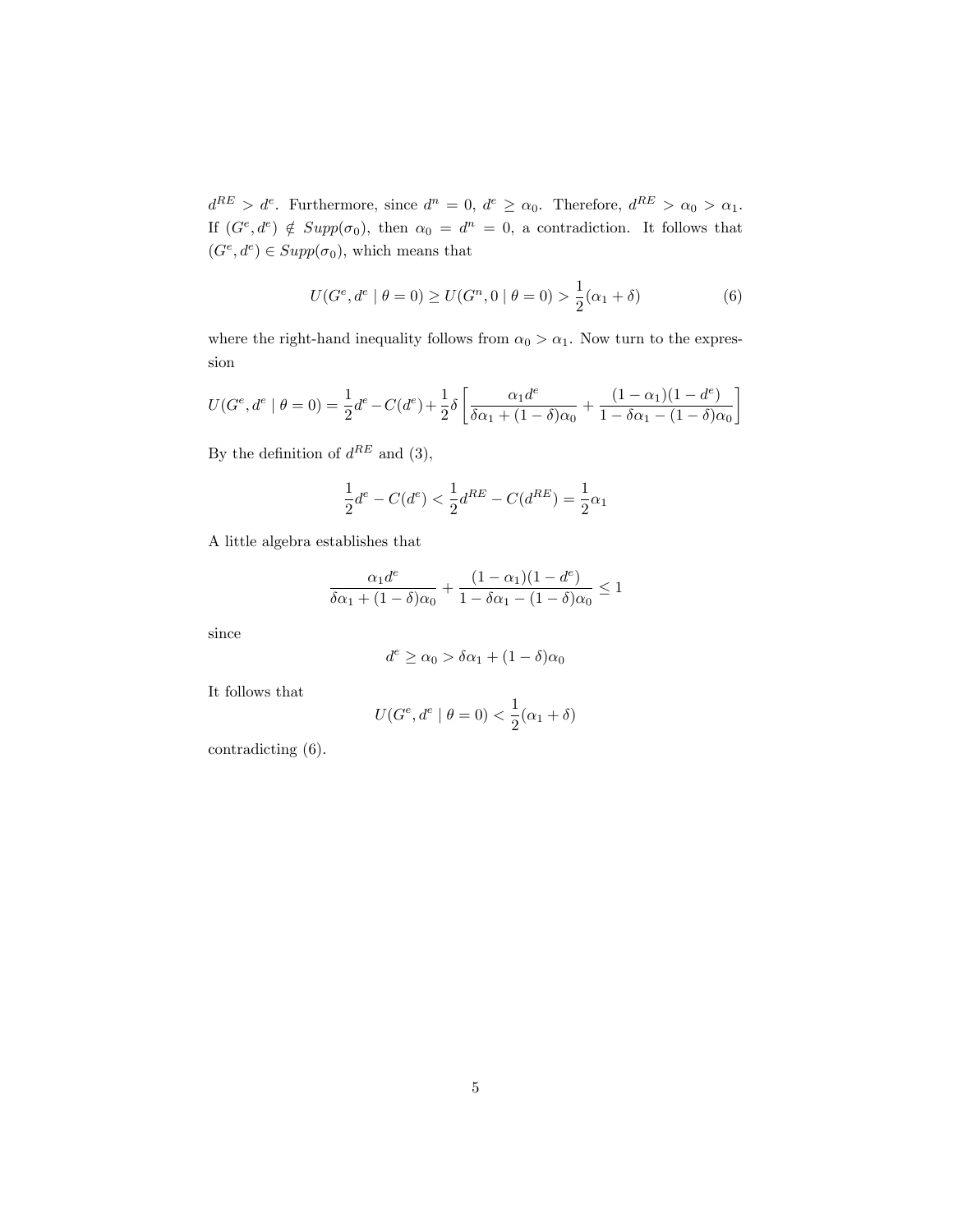$d^{RE} > d^e$. Furthermore, since $d^n = 0$, $d^e \geq \alpha_0$. Therefore, $d^{RE} > \alpha_0 > \alpha_1$. If $(G^e, d^e) \notin Supp(\sigma_0)$, then $\alpha_0 = d^n = 0$, a contradiction. It follows that $(G^e, d^e) \in Supp(\sigma_0)$, which means that

$$U(G^e, d^e \mid \theta = 0) \geq U(G^n, 0 \mid \theta = 0) > \frac{1}{2}(\alpha_1 + \delta) \tag{6}$$

where the right-hand inequality follows from $\alpha_0 > \alpha_1$. Now turn to the expression

$$U(G^e, d^e \mid \theta = 0) = \frac{1}{2}d^e - C(d^e) + \frac{1}{2}\delta\left[\frac{\alpha_1 d^e}{\delta\alpha_1 + (1-\delta)\alpha_0} + \frac{(1-\alpha_1)(1-d^e)}{1-\delta\alpha_1-(1-\delta)\alpha_0}\right]$$

By the definition of $d^{RE}$ and (3),

$$\frac{1}{2}d^e - C(d^e) < \frac{1}{2}d^{RE} - C(d^{RE}) = \frac{1}{2}\alpha_1$$

A little algebra establishes that

$$\frac{\alpha_1 d^e}{\delta\alpha_1 + (1-\delta)\alpha_0} + \frac{(1-\alpha_1)(1-d^e)}{1-\delta\alpha_1-(1-\delta)\alpha_0} \leq 1$$

since

$$d^e \geq \alpha_0 > \delta\alpha_1 + (1-\delta)\alpha_0$$

It follows that

$$U(G^e, d^e \mid \theta = 0) < \frac{1}{2}(\alpha_1 + \delta)$$

contradicting (6).